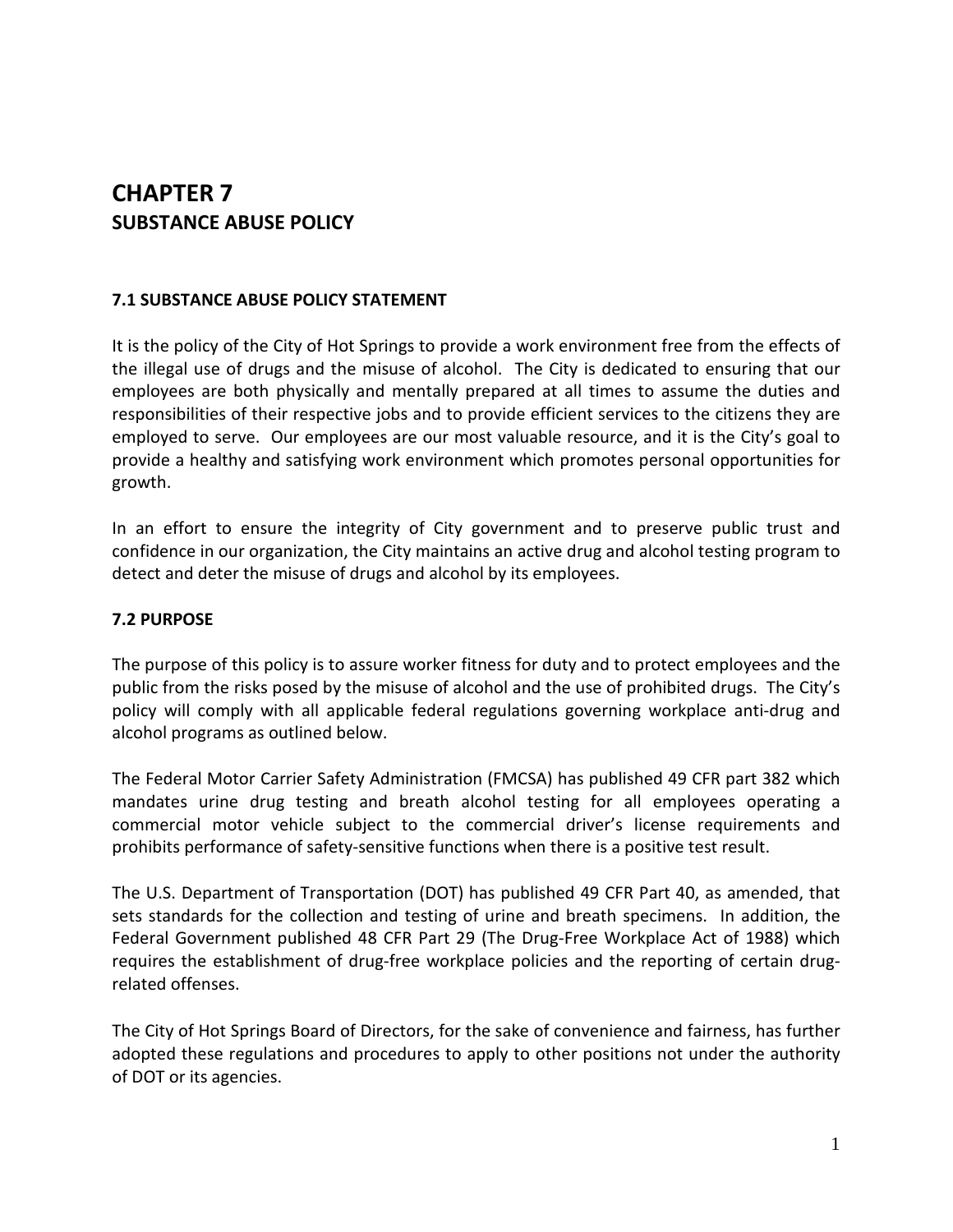# CHAPTER 7
## SUBSTANCE ABUSE POLICY

### 7.1 SUBSTANCE ABUSE POLICY STATEMENT

It is the policy of the City of Hot Springs to provide a work environment free from the effects of the illegal use of drugs and the misuse of alcohol. The City is dedicated to ensuring that our employees are both physically and mentally prepared at all times to assume the duties and responsibilities of their respective jobs and to provide efficient services to the citizens they are employed to serve. Our employees are our most valuable resource, and it is the City's goal to provide a healthy and satisfying work environment which promotes personal opportunities for growth.

In an effort to ensure the integrity of City government and to preserve public trust and confidence in our organization, the City maintains an active drug and alcohol testing program to detect and deter the misuse of drugs and alcohol by its employees.

### 7.2 PURPOSE

The purpose of this policy is to assure worker fitness for duty and to protect employees and the public from the risks posed by the misuse of alcohol and the use of prohibited drugs. The City's policy will comply with all applicable federal regulations governing workplace anti-drug and alcohol programs as outlined below.

The Federal Motor Carrier Safety Administration (FMCSA) has published 49 CFR part 382 which mandates urine drug testing and breath alcohol testing for all employees operating a commercial motor vehicle subject to the commercial driver's license requirements and prohibits performance of safety-sensitive functions when there is a positive test result.

The U.S. Department of Transportation (DOT) has published 49 CFR Part 40, as amended, that sets standards for the collection and testing of urine and breath specimens. In addition, the Federal Government published 48 CFR Part 29 (The Drug-Free Workplace Act of 1988) which requires the establishment of drug-free workplace policies and the reporting of certain drug-related offenses.

The City of Hot Springs Board of Directors, for the sake of convenience and fairness, has further adopted these regulations and procedures to apply to other positions not under the authority of DOT or its agencies.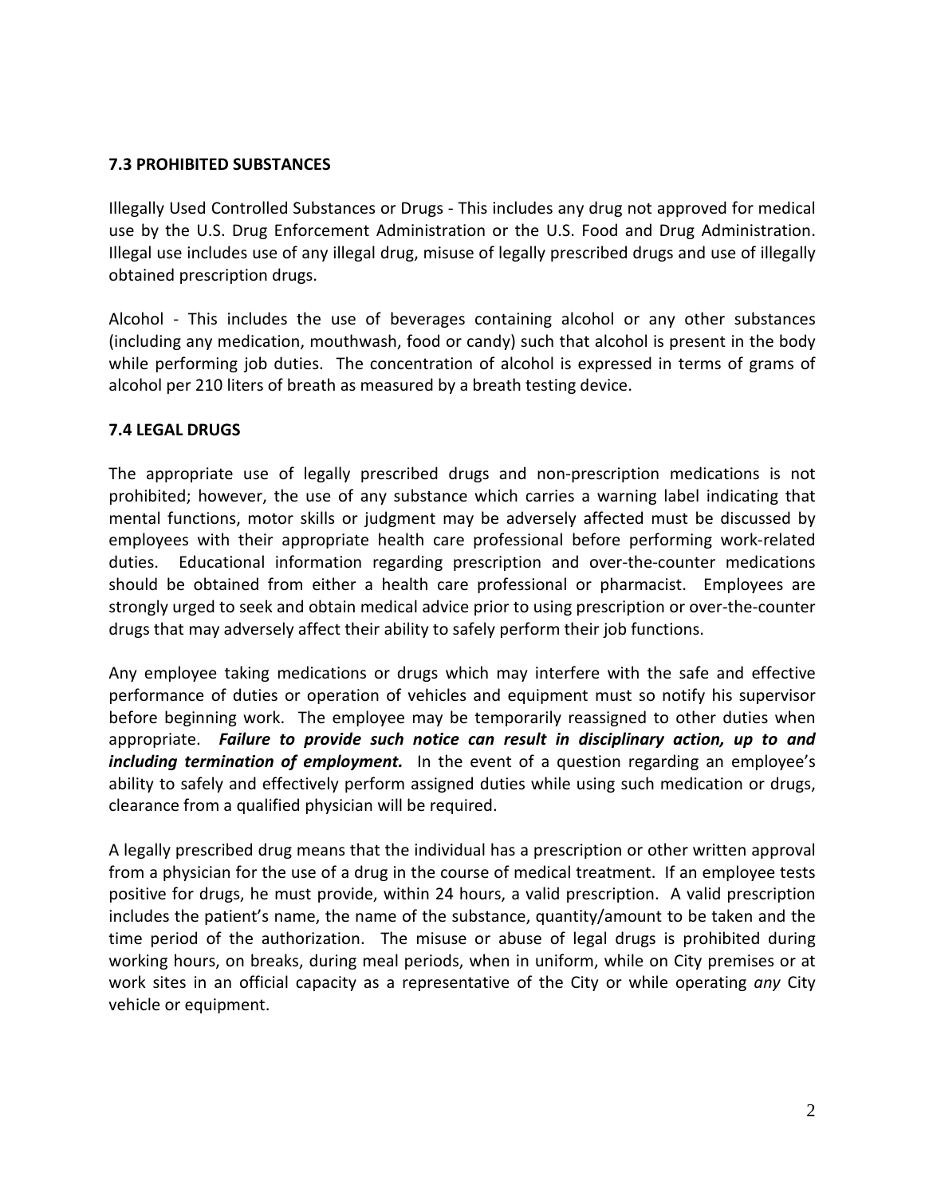### 7.3 PROHIBITED SUBSTANCES

Illegally Used Controlled Substances or Drugs - This includes any drug not approved for medical use by the U.S. Drug Enforcement Administration or the U.S. Food and Drug Administration. Illegal use includes use of any illegal drug, misuse of legally prescribed drugs and use of illegally obtained prescription drugs.

Alcohol - This includes the use of beverages containing alcohol or any other substances (including any medication, mouthwash, food or candy) such that alcohol is present in the body while performing job duties. The concentration of alcohol is expressed in terms of grams of alcohol per 210 liters of breath as measured by a breath testing device.

### 7.4 LEGAL DRUGS

The appropriate use of legally prescribed drugs and non-prescription medications is not prohibited; however, the use of any substance which carries a warning label indicating that mental functions, motor skills or judgment may be adversely affected must be discussed by employees with their appropriate health care professional before performing work-related duties. Educational information regarding prescription and over-the-counter medications should be obtained from either a health care professional or pharmacist. Employees are strongly urged to seek and obtain medical advice prior to using prescription or over-the-counter drugs that may adversely affect their ability to safely perform their job functions.

Any employee taking medications or drugs which may interfere with the safe and effective performance of duties or operation of vehicles and equipment must so notify his supervisor before beginning work. The employee may be temporarily reassigned to other duties when appropriate. ***Failure to provide such notice can result in disciplinary action, up to and including termination of employment.*** In the event of a question regarding an employee's ability to safely and effectively perform assigned duties while using such medication or drugs, clearance from a qualified physician will be required.

A legally prescribed drug means that the individual has a prescription or other written approval from a physician for the use of a drug in the course of medical treatment. If an employee tests positive for drugs, he must provide, within 24 hours, a valid prescription. A valid prescription includes the patient's name, the name of the substance, quantity/amount to be taken and the time period of the authorization. The misuse or abuse of legal drugs is prohibited during working hours, on breaks, during meal periods, when in uniform, while on City premises or at work sites in an official capacity as a representative of the City or while operating *any* City vehicle or equipment.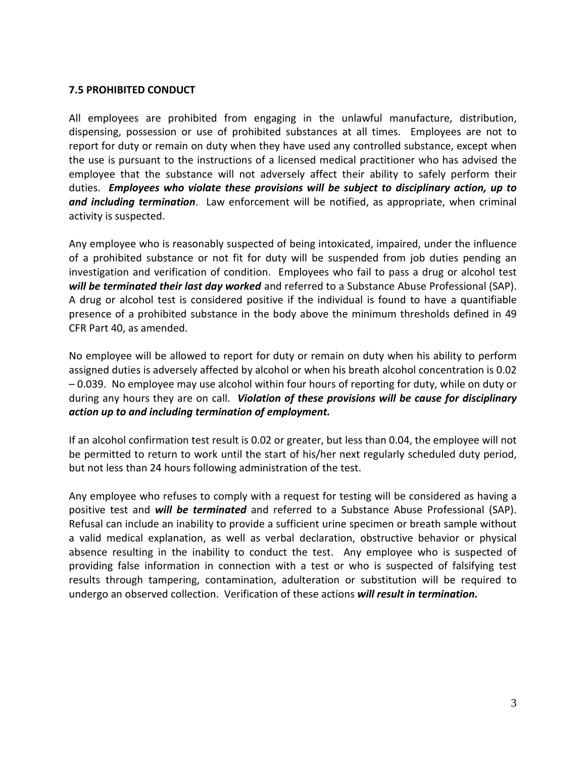### 7.5 PROHIBITED CONDUCT

All employees are prohibited from engaging in the unlawful manufacture, distribution, dispensing, possession or use of prohibited substances at all times. Employees are not to report for duty or remain on duty when they have used any controlled substance, except when the use is pursuant to the instructions of a licensed medical practitioner who has advised the employee that the substance will not adversely affect their ability to safely perform their duties. ***Employees who violate these provisions will be subject to disciplinary action, up to and including termination***. Law enforcement will be notified, as appropriate, when criminal activity is suspected.

Any employee who is reasonably suspected of being intoxicated, impaired, under the influence of a prohibited substance or not fit for duty will be suspended from job duties pending an investigation and verification of condition. Employees who fail to pass a drug or alcohol test ***will be terminated their last day worked*** and referred to a Substance Abuse Professional (SAP). A drug or alcohol test is considered positive if the individual is found to have a quantifiable presence of a prohibited substance in the body above the minimum thresholds defined in 49 CFR Part 40, as amended.

No employee will be allowed to report for duty or remain on duty when his ability to perform assigned duties is adversely affected by alcohol or when his breath alcohol concentration is 0.02 – 0.039. No employee may use alcohol within four hours of reporting for duty, while on duty or during any hours they are on call. ***Violation of these provisions will be cause for disciplinary action up to and including termination of employment.***

If an alcohol confirmation test result is 0.02 or greater, but less than 0.04, the employee will not be permitted to return to work until the start of his/her next regularly scheduled duty period, but not less than 24 hours following administration of the test.

Any employee who refuses to comply with a request for testing will be considered as having a positive test and ***will be terminated*** and referred to a Substance Abuse Professional (SAP). Refusal can include an inability to provide a sufficient urine specimen or breath sample without a valid medical explanation, as well as verbal declaration, obstructive behavior or physical absence resulting in the inability to conduct the test. Any employee who is suspected of providing false information in connection with a test or who is suspected of falsifying test results through tampering, contamination, adulteration or substitution will be required to undergo an observed collection. Verification of these actions ***will result in termination.***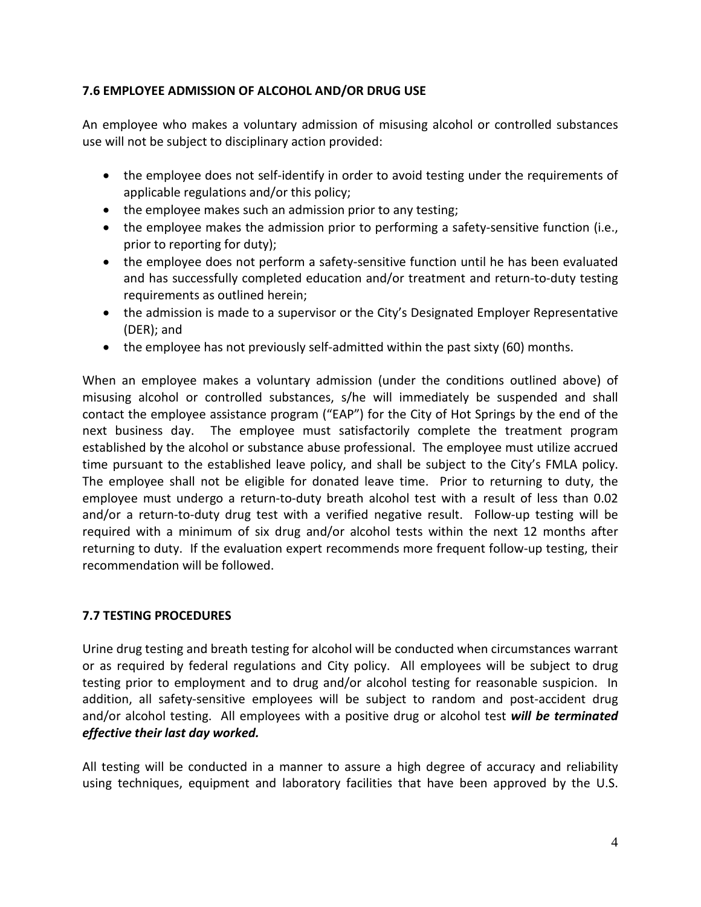### 7.6 EMPLOYEE ADMISSION OF ALCOHOL AND/OR DRUG USE

An employee who makes a voluntary admission of misusing alcohol or controlled substances use will not be subject to disciplinary action provided:

- the employee does not self-identify in order to avoid testing under the requirements of applicable regulations and/or this policy;
- the employee makes such an admission prior to any testing;
- the employee makes the admission prior to performing a safety-sensitive function (i.e., prior to reporting for duty);
- the employee does not perform a safety-sensitive function until he has been evaluated and has successfully completed education and/or treatment and return-to-duty testing requirements as outlined herein;
- the admission is made to a supervisor or the City's Designated Employer Representative (DER); and
- the employee has not previously self-admitted within the past sixty (60) months.

When an employee makes a voluntary admission (under the conditions outlined above) of misusing alcohol or controlled substances, s/he will immediately be suspended and shall contact the employee assistance program ("EAP") for the City of Hot Springs by the end of the next business day. The employee must satisfactorily complete the treatment program established by the alcohol or substance abuse professional. The employee must utilize accrued time pursuant to the established leave policy, and shall be subject to the City's FMLA policy. The employee shall not be eligible for donated leave time. Prior to returning to duty, the employee must undergo a return-to-duty breath alcohol test with a result of less than 0.02 and/or a return-to-duty drug test with a verified negative result. Follow-up testing will be required with a minimum of six drug and/or alcohol tests within the next 12 months after returning to duty. If the evaluation expert recommends more frequent follow-up testing, their recommendation will be followed.

### 7.7 TESTING PROCEDURES

Urine drug testing and breath testing for alcohol will be conducted when circumstances warrant or as required by federal regulations and City policy. All employees will be subject to drug testing prior to employment and to drug and/or alcohol testing for reasonable suspicion. In addition, all safety-sensitive employees will be subject to random and post-accident drug and/or alcohol testing. All employees with a positive drug or alcohol test ***will be terminated effective their last day worked.***

All testing will be conducted in a manner to assure a high degree of accuracy and reliability using techniques, equipment and laboratory facilities that have been approved by the U.S.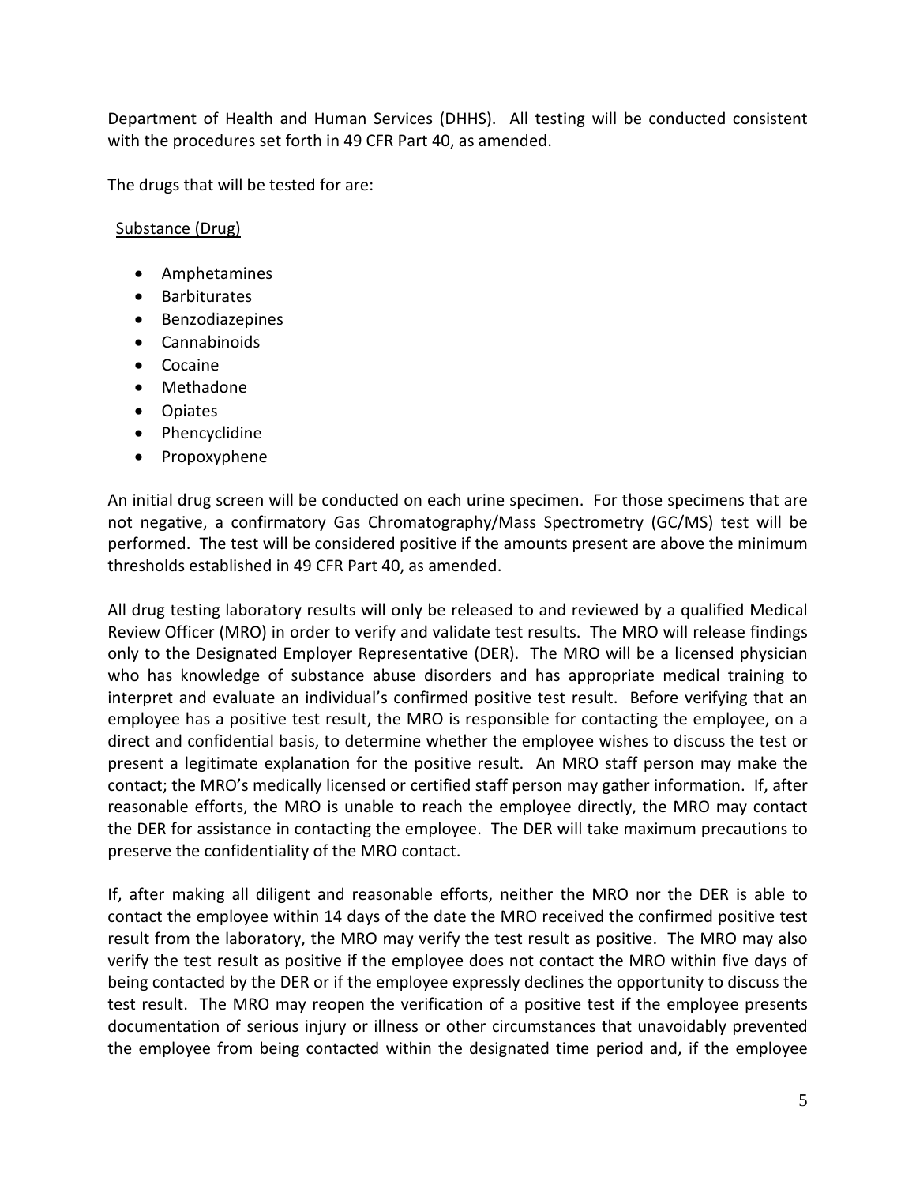Department of Health and Human Services (DHHS). All testing will be conducted consistent with the procedures set forth in 49 CFR Part 40, as amended.

The drugs that will be tested for are:

Substance (Drug)

- Amphetamines
- Barbiturates
- Benzodiazepines
- Cannabinoids
- Cocaine
- Methadone
- Opiates
- Phencyclidine
- Propoxyphene

An initial drug screen will be conducted on each urine specimen. For those specimens that are not negative, a confirmatory Gas Chromatography/Mass Spectrometry (GC/MS) test will be performed. The test will be considered positive if the amounts present are above the minimum thresholds established in 49 CFR Part 40, as amended.

All drug testing laboratory results will only be released to and reviewed by a qualified Medical Review Officer (MRO) in order to verify and validate test results. The MRO will release findings only to the Designated Employer Representative (DER). The MRO will be a licensed physician who has knowledge of substance abuse disorders and has appropriate medical training to interpret and evaluate an individual's confirmed positive test result. Before verifying that an employee has a positive test result, the MRO is responsible for contacting the employee, on a direct and confidential basis, to determine whether the employee wishes to discuss the test or present a legitimate explanation for the positive result. An MRO staff person may make the contact; the MRO's medically licensed or certified staff person may gather information. If, after reasonable efforts, the MRO is unable to reach the employee directly, the MRO may contact the DER for assistance in contacting the employee. The DER will take maximum precautions to preserve the confidentiality of the MRO contact.

If, after making all diligent and reasonable efforts, neither the MRO nor the DER is able to contact the employee within 14 days of the date the MRO received the confirmed positive test result from the laboratory, the MRO may verify the test result as positive. The MRO may also verify the test result as positive if the employee does not contact the MRO within five days of being contacted by the DER or if the employee expressly declines the opportunity to discuss the test result. The MRO may reopen the verification of a positive test if the employee presents documentation of serious injury or illness or other circumstances that unavoidably prevented the employee from being contacted within the designated time period and, if the employee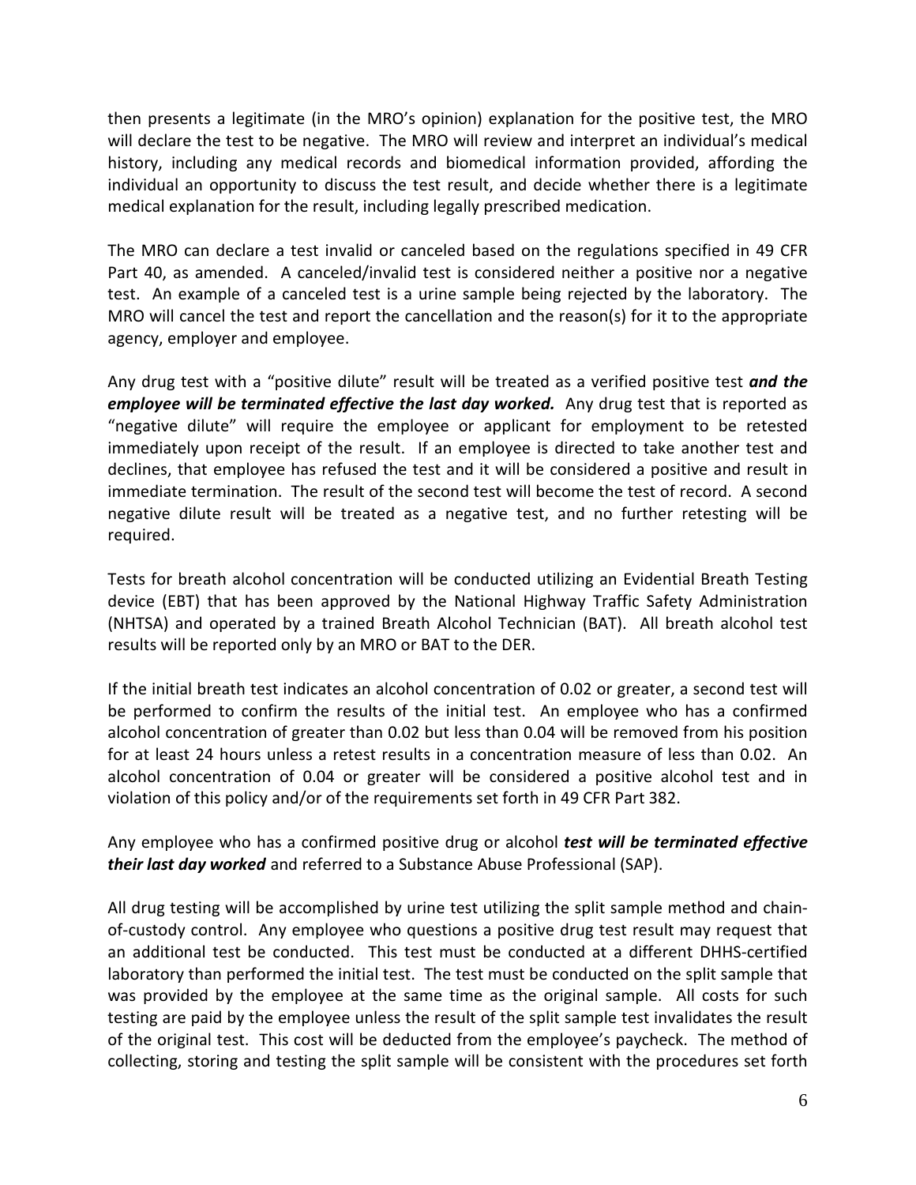then presents a legitimate (in the MRO's opinion) explanation for the positive test, the MRO will declare the test to be negative. The MRO will review and interpret an individual's medical history, including any medical records and biomedical information provided, affording the individual an opportunity to discuss the test result, and decide whether there is a legitimate medical explanation for the result, including legally prescribed medication.

The MRO can declare a test invalid or canceled based on the regulations specified in 49 CFR Part 40, as amended. A canceled/invalid test is considered neither a positive nor a negative test. An example of a canceled test is a urine sample being rejected by the laboratory. The MRO will cancel the test and report the cancellation and the reason(s) for it to the appropriate agency, employer and employee.

Any drug test with a "positive dilute" result will be treated as a verified positive test ***and the employee will be terminated effective the last day worked.*** Any drug test that is reported as "negative dilute" will require the employee or applicant for employment to be retested immediately upon receipt of the result. If an employee is directed to take another test and declines, that employee has refused the test and it will be considered a positive and result in immediate termination. The result of the second test will become the test of record. A second negative dilute result will be treated as a negative test, and no further retesting will be required.

Tests for breath alcohol concentration will be conducted utilizing an Evidential Breath Testing device (EBT) that has been approved by the National Highway Traffic Safety Administration (NHTSA) and operated by a trained Breath Alcohol Technician (BAT). All breath alcohol test results will be reported only by an MRO or BAT to the DER.

If the initial breath test indicates an alcohol concentration of 0.02 or greater, a second test will be performed to confirm the results of the initial test. An employee who has a confirmed alcohol concentration of greater than 0.02 but less than 0.04 will be removed from his position for at least 24 hours unless a retest results in a concentration measure of less than 0.02. An alcohol concentration of 0.04 or greater will be considered a positive alcohol test and in violation of this policy and/or of the requirements set forth in 49 CFR Part 382.

Any employee who has a confirmed positive drug or alcohol ***test will be terminated effective their last day worked*** and referred to a Substance Abuse Professional (SAP).

All drug testing will be accomplished by urine test utilizing the split sample method and chain-of-custody control. Any employee who questions a positive drug test result may request that an additional test be conducted. This test must be conducted at a different DHHS-certified laboratory than performed the initial test. The test must be conducted on the split sample that was provided by the employee at the same time as the original sample. All costs for such testing are paid by the employee unless the result of the split sample test invalidates the result of the original test. This cost will be deducted from the employee's paycheck. The method of collecting, storing and testing the split sample will be consistent with the procedures set forth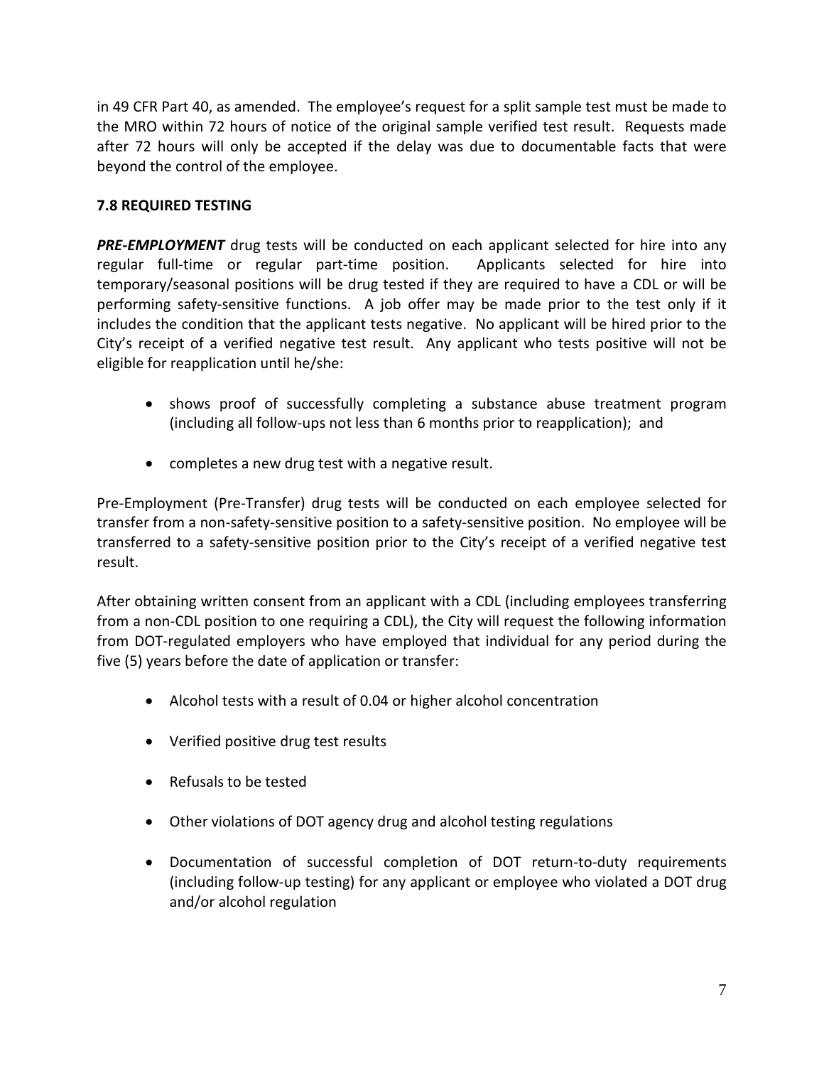in 49 CFR Part 40, as amended. The employee's request for a split sample test must be made to the MRO within 72 hours of notice of the original sample verified test result. Requests made after 72 hours will only be accepted if the delay was due to documentable facts that were beyond the control of the employee.

### 7.8 REQUIRED TESTING

***PRE-EMPLOYMENT*** drug tests will be conducted on each applicant selected for hire into any regular full-time or regular part-time position. Applicants selected for hire into temporary/seasonal positions will be drug tested if they are required to have a CDL or will be performing safety-sensitive functions. A job offer may be made prior to the test only if it includes the condition that the applicant tests negative. No applicant will be hired prior to the City's receipt of a verified negative test result. Any applicant who tests positive will not be eligible for reapplication until he/she:

- shows proof of successfully completing a substance abuse treatment program (including all follow-ups not less than 6 months prior to reapplication); and
- completes a new drug test with a negative result.

Pre-Employment (Pre-Transfer) drug tests will be conducted on each employee selected for transfer from a non-safety-sensitive position to a safety-sensitive position. No employee will be transferred to a safety-sensitive position prior to the City's receipt of a verified negative test result.

After obtaining written consent from an applicant with a CDL (including employees transferring from a non-CDL position to one requiring a CDL), the City will request the following information from DOT-regulated employers who have employed that individual for any period during the five (5) years before the date of application or transfer:

- Alcohol tests with a result of 0.04 or higher alcohol concentration
- Verified positive drug test results
- Refusals to be tested
- Other violations of DOT agency drug and alcohol testing regulations
- Documentation of successful completion of DOT return-to-duty requirements (including follow-up testing) for any applicant or employee who violated a DOT drug and/or alcohol regulation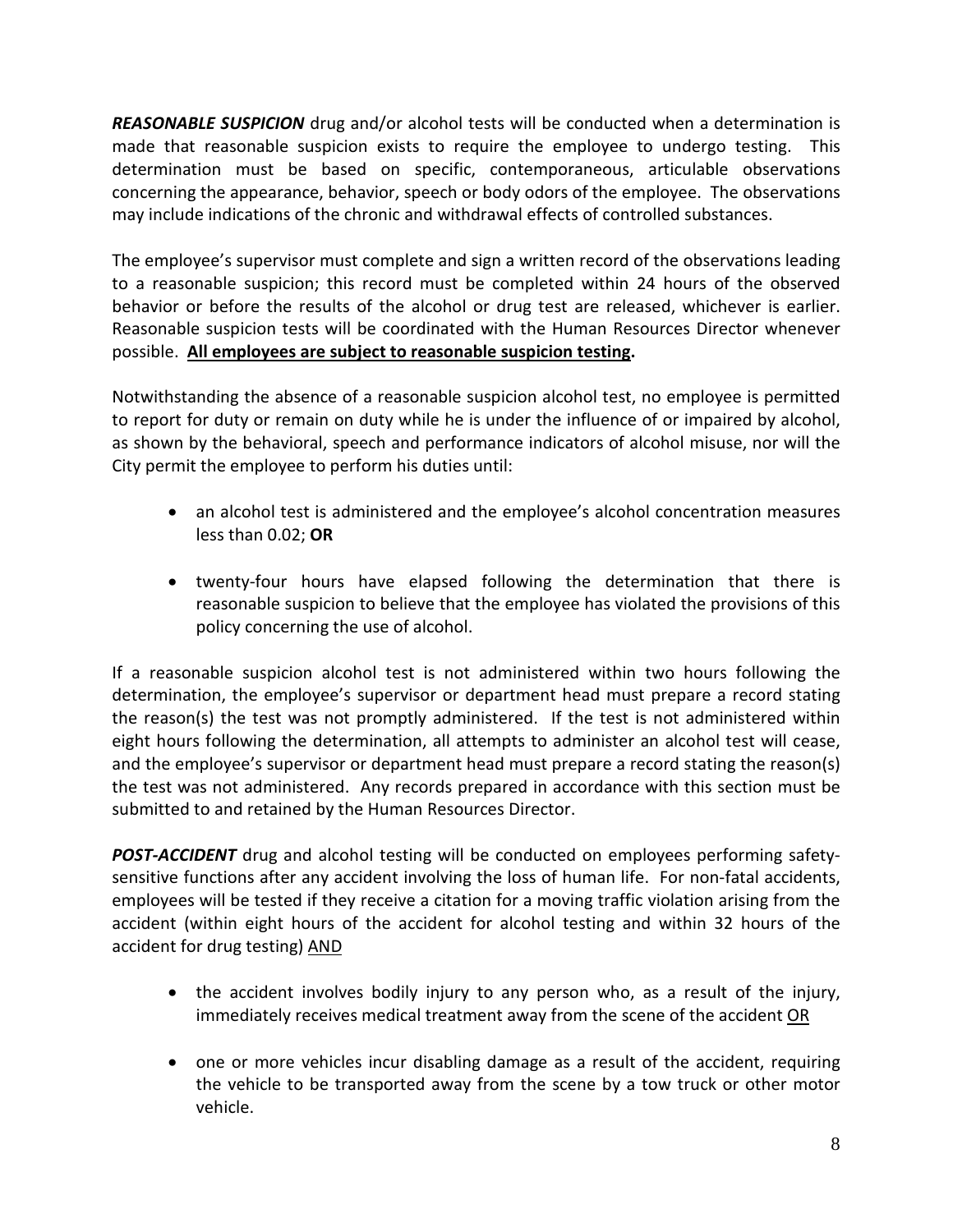***REASONABLE SUSPICION*** drug and/or alcohol tests will be conducted when a determination is made that reasonable suspicion exists to require the employee to undergo testing. This determination must be based on specific, contemporaneous, articulable observations concerning the appearance, behavior, speech or body odors of the employee. The observations may include indications of the chronic and withdrawal effects of controlled substances.

The employee's supervisor must complete and sign a written record of the observations leading to a reasonable suspicion; this record must be completed within 24 hours of the observed behavior or before the results of the alcohol or drug test are released, whichever is earlier. Reasonable suspicion tests will be coordinated with the Human Resources Director whenever possible. **<u>All employees are subject to reasonable suspicion testing</u>.**

Notwithstanding the absence of a reasonable suspicion alcohol test, no employee is permitted to report for duty or remain on duty while he is under the influence of or impaired by alcohol, as shown by the behavioral, speech and performance indicators of alcohol misuse, nor will the City permit the employee to perform his duties until:

- an alcohol test is administered and the employee's alcohol concentration measures less than 0.02; **OR**
- twenty-four hours have elapsed following the determination that there is reasonable suspicion to believe that the employee has violated the provisions of this policy concerning the use of alcohol.

If a reasonable suspicion alcohol test is not administered within two hours following the determination, the employee's supervisor or department head must prepare a record stating the reason(s) the test was not promptly administered. If the test is not administered within eight hours following the determination, all attempts to administer an alcohol test will cease, and the employee's supervisor or department head must prepare a record stating the reason(s) the test was not administered. Any records prepared in accordance with this section must be submitted to and retained by the Human Resources Director.

***POST-ACCIDENT*** drug and alcohol testing will be conducted on employees performing safety-sensitive functions after any accident involving the loss of human life. For non-fatal accidents, employees will be tested if they receive a citation for a moving traffic violation arising from the accident (within eight hours of the accident for alcohol testing and within 32 hours of the accident for drug testing) <u>AND</u>

- the accident involves bodily injury to any person who, as a result of the injury, immediately receives medical treatment away from the scene of the accident <u>OR</u>
- one or more vehicles incur disabling damage as a result of the accident, requiring the vehicle to be transported away from the scene by a tow truck or other motor vehicle.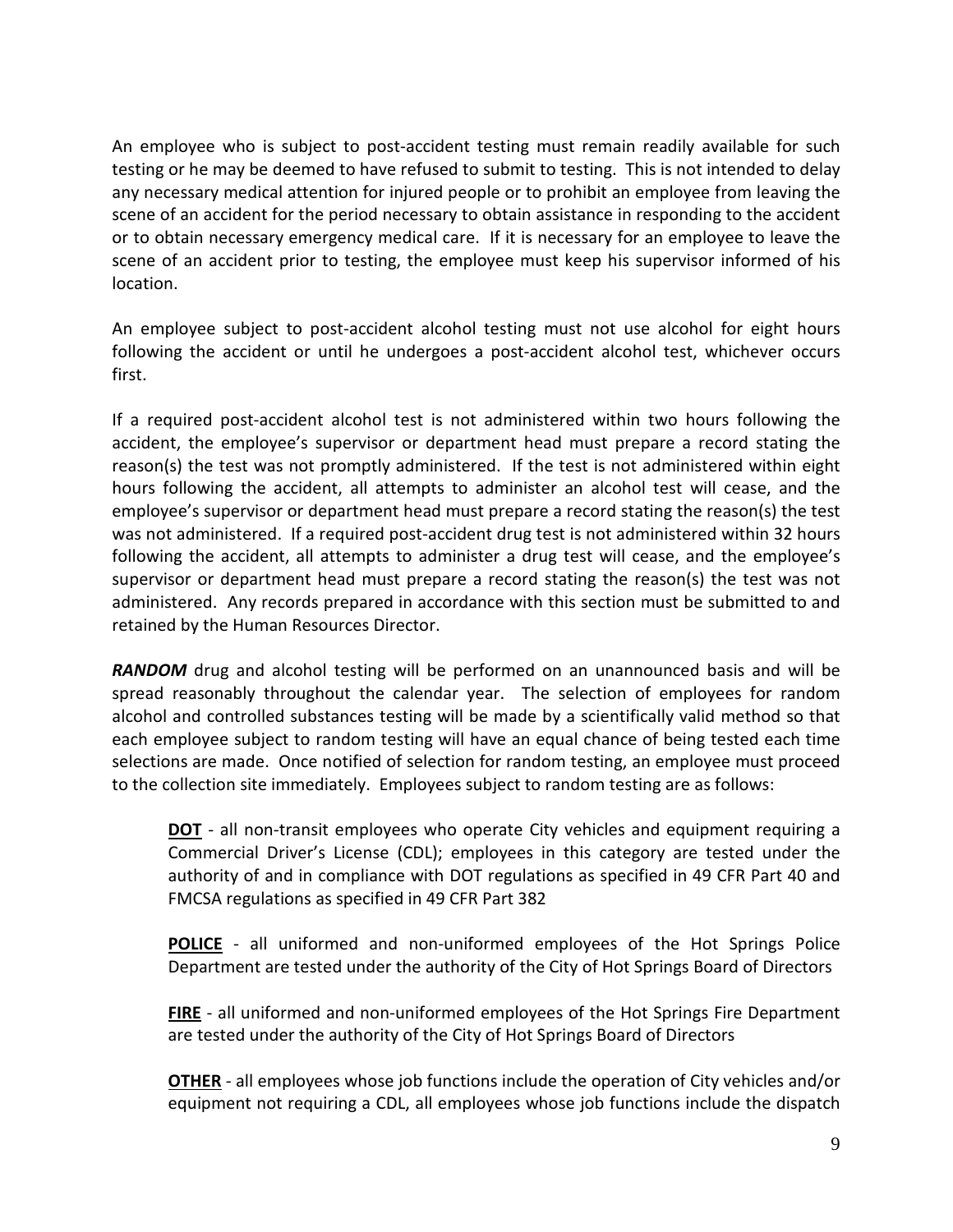An employee who is subject to post-accident testing must remain readily available for such testing or he may be deemed to have refused to submit to testing. This is not intended to delay any necessary medical attention for injured people or to prohibit an employee from leaving the scene of an accident for the period necessary to obtain assistance in responding to the accident or to obtain necessary emergency medical care. If it is necessary for an employee to leave the scene of an accident prior to testing, the employee must keep his supervisor informed of his location.

An employee subject to post-accident alcohol testing must not use alcohol for eight hours following the accident or until he undergoes a post-accident alcohol test, whichever occurs first.

If a required post-accident alcohol test is not administered within two hours following the accident, the employee's supervisor or department head must prepare a record stating the reason(s) the test was not promptly administered. If the test is not administered within eight hours following the accident, all attempts to administer an alcohol test will cease, and the employee's supervisor or department head must prepare a record stating the reason(s) the test was not administered. If a required post-accident drug test is not administered within 32 hours following the accident, all attempts to administer a drug test will cease, and the employee's supervisor or department head must prepare a record stating the reason(s) the test was not administered. Any records prepared in accordance with this section must be submitted to and retained by the Human Resources Director.

***RANDOM*** drug and alcohol testing will be performed on an unannounced basis and will be spread reasonably throughout the calendar year. The selection of employees for random alcohol and controlled substances testing will be made by a scientifically valid method so that each employee subject to random testing will have an equal chance of being tested each time selections are made. Once notified of selection for random testing, an employee must proceed to the collection site immediately. Employees subject to random testing are as follows:

> **<u>DOT</u>** - all non-transit employees who operate City vehicles and equipment requiring a Commercial Driver's License (CDL); employees in this category are tested under the authority of and in compliance with DOT regulations as specified in 49 CFR Part 40 and FMCSA regulations as specified in 49 CFR Part 382
>
> **<u>POLICE</u>** - all uniformed and non-uniformed employees of the Hot Springs Police Department are tested under the authority of the City of Hot Springs Board of Directors
>
> **<u>FIRE</u>** - all uniformed and non-uniformed employees of the Hot Springs Fire Department are tested under the authority of the City of Hot Springs Board of Directors
>
> **<u>OTHER</u>** - all employees whose job functions include the operation of City vehicles and/or equipment not requiring a CDL, all employees whose job functions include the dispatch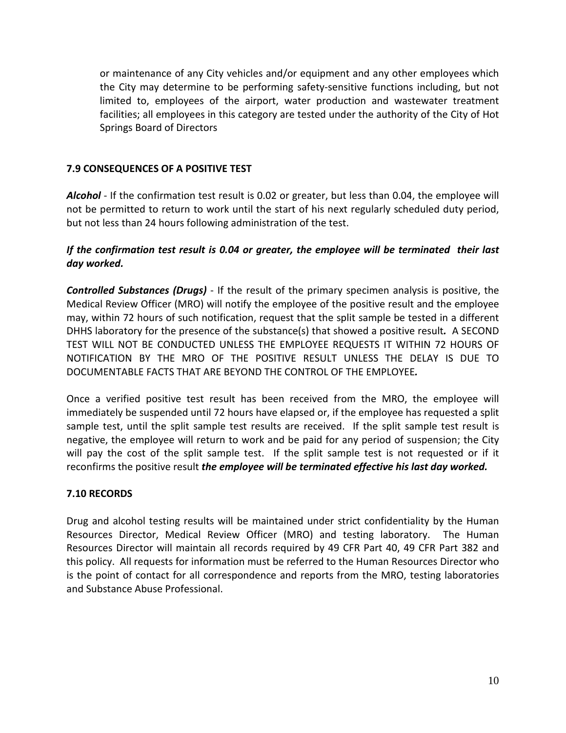or maintenance of any City vehicles and/or equipment and any other employees which the City may determine to be performing safety-sensitive functions including, but not limited to, employees of the airport, water production and wastewater treatment facilities; all employees in this category are tested under the authority of the City of Hot Springs Board of Directors

**7.9 CONSEQUENCES OF A POSITIVE TEST**

***Alcohol*** - If the confirmation test result is 0.02 or greater, but less than 0.04, the employee will not be permitted to return to work until the start of his next regularly scheduled duty period, but not less than 24 hours following administration of the test.

***If the confirmation test result is 0.04 or greater, the employee will be terminated their last day worked.***

***Controlled Substances (Drugs)*** - If the result of the primary specimen analysis is positive, the Medical Review Officer (MRO) will notify the employee of the positive result and the employee may, within 72 hours of such notification, request that the split sample be tested in a different DHHS laboratory for the presence of the substance(s) that showed a positive result*.* A SECOND TEST WILL NOT BE CONDUCTED UNLESS THE EMPLOYEE REQUESTS IT WITHIN 72 HOURS OF NOTIFICATION BY THE MRO OF THE POSITIVE RESULT UNLESS THE DELAY IS DUE TO DOCUMENTABLE FACTS THAT ARE BEYOND THE CONTROL OF THE EMPLOYEE*.*

Once a verified positive test result has been received from the MRO, the employee will immediately be suspended until 72 hours have elapsed or, if the employee has requested a split sample test, until the split sample test results are received. If the split sample test result is negative, the employee will return to work and be paid for any period of suspension; the City will pay the cost of the split sample test. If the split sample test is not requested or if it reconfirms the positive result ***the employee will be terminated effective his last day worked.***

**7.10 RECORDS**

Drug and alcohol testing results will be maintained under strict confidentiality by the Human Resources Director, Medical Review Officer (MRO) and testing laboratory. The Human Resources Director will maintain all records required by 49 CFR Part 40, 49 CFR Part 382 and this policy. All requests for information must be referred to the Human Resources Director who is the point of contact for all correspondence and reports from the MRO, testing laboratories and Substance Abuse Professional.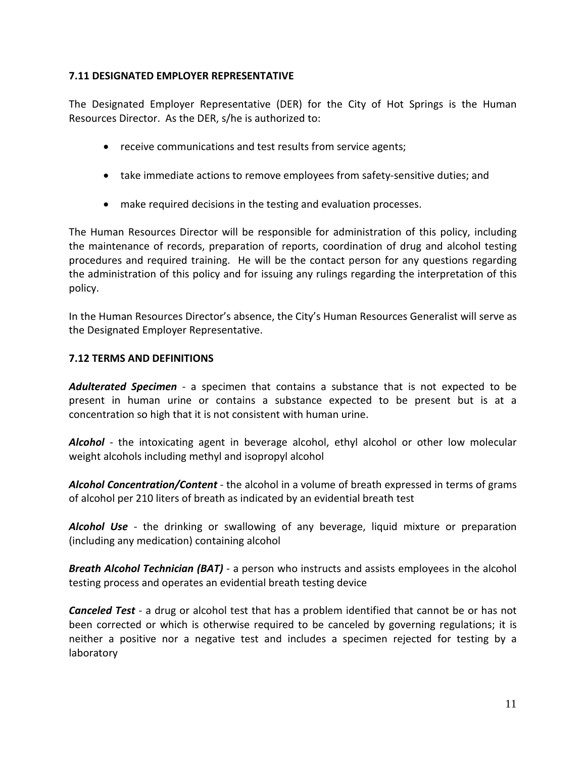### 7.11 DESIGNATED EMPLOYER REPRESENTATIVE

The Designated Employer Representative (DER) for the City of Hot Springs is the Human Resources Director. As the DER, s/he is authorized to:

- receive communications and test results from service agents;
- take immediate actions to remove employees from safety-sensitive duties; and
- make required decisions in the testing and evaluation processes.

The Human Resources Director will be responsible for administration of this policy, including the maintenance of records, preparation of reports, coordination of drug and alcohol testing procedures and required training. He will be the contact person for any questions regarding the administration of this policy and for issuing any rulings regarding the interpretation of this policy.

In the Human Resources Director's absence, the City's Human Resources Generalist will serve as the Designated Employer Representative.

### 7.12 TERMS AND DEFINITIONS

***Adulterated Specimen*** - a specimen that contains a substance that is not expected to be present in human urine or contains a substance expected to be present but is at a concentration so high that it is not consistent with human urine.

***Alcohol*** - the intoxicating agent in beverage alcohol, ethyl alcohol or other low molecular weight alcohols including methyl and isopropyl alcohol

***Alcohol Concentration/Content*** - the alcohol in a volume of breath expressed in terms of grams of alcohol per 210 liters of breath as indicated by an evidential breath test

***Alcohol Use*** - the drinking or swallowing of any beverage, liquid mixture or preparation (including any medication) containing alcohol

***Breath Alcohol Technician (BAT)*** - a person who instructs and assists employees in the alcohol testing process and operates an evidential breath testing device

***Canceled Test*** - a drug or alcohol test that has a problem identified that cannot be or has not been corrected or which is otherwise required to be canceled by governing regulations; it is neither a positive nor a negative test and includes a specimen rejected for testing by a laboratory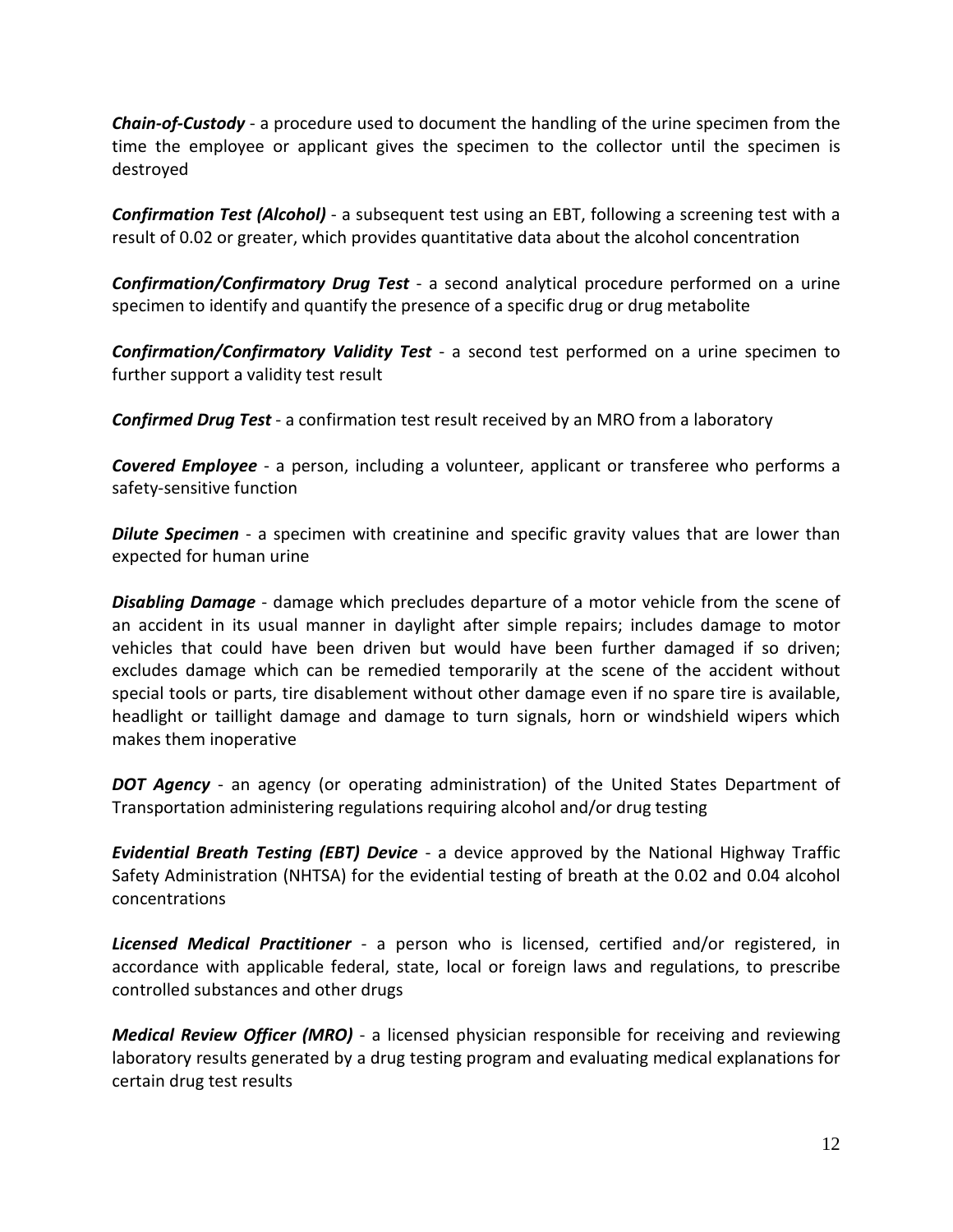***Chain-of-Custody*** - a procedure used to document the handling of the urine specimen from the time the employee or applicant gives the specimen to the collector until the specimen is destroyed

***Confirmation Test (Alcohol)*** - a subsequent test using an EBT, following a screening test with a result of 0.02 or greater, which provides quantitative data about the alcohol concentration

***Confirmation/Confirmatory Drug Test*** - a second analytical procedure performed on a urine specimen to identify and quantify the presence of a specific drug or drug metabolite

***Confirmation/Confirmatory Validity Test*** - a second test performed on a urine specimen to further support a validity test result

***Confirmed Drug Test*** - a confirmation test result received by an MRO from a laboratory

***Covered Employee*** - a person, including a volunteer, applicant or transferee who performs a safety-sensitive function

***Dilute Specimen*** - a specimen with creatinine and specific gravity values that are lower than expected for human urine

***Disabling Damage*** - damage which precludes departure of a motor vehicle from the scene of an accident in its usual manner in daylight after simple repairs; includes damage to motor vehicles that could have been driven but would have been further damaged if so driven; excludes damage which can be remedied temporarily at the scene of the accident without special tools or parts, tire disablement without other damage even if no spare tire is available, headlight or taillight damage and damage to turn signals, horn or windshield wipers which makes them inoperative

***DOT Agency*** - an agency (or operating administration) of the United States Department of Transportation administering regulations requiring alcohol and/or drug testing

***Evidential Breath Testing (EBT) Device*** - a device approved by the National Highway Traffic Safety Administration (NHTSA) for the evidential testing of breath at the 0.02 and 0.04 alcohol concentrations

***Licensed Medical Practitioner*** - a person who is licensed, certified and/or registered, in accordance with applicable federal, state, local or foreign laws and regulations, to prescribe controlled substances and other drugs

***Medical Review Officer (MRO)*** - a licensed physician responsible for receiving and reviewing laboratory results generated by a drug testing program and evaluating medical explanations for certain drug test results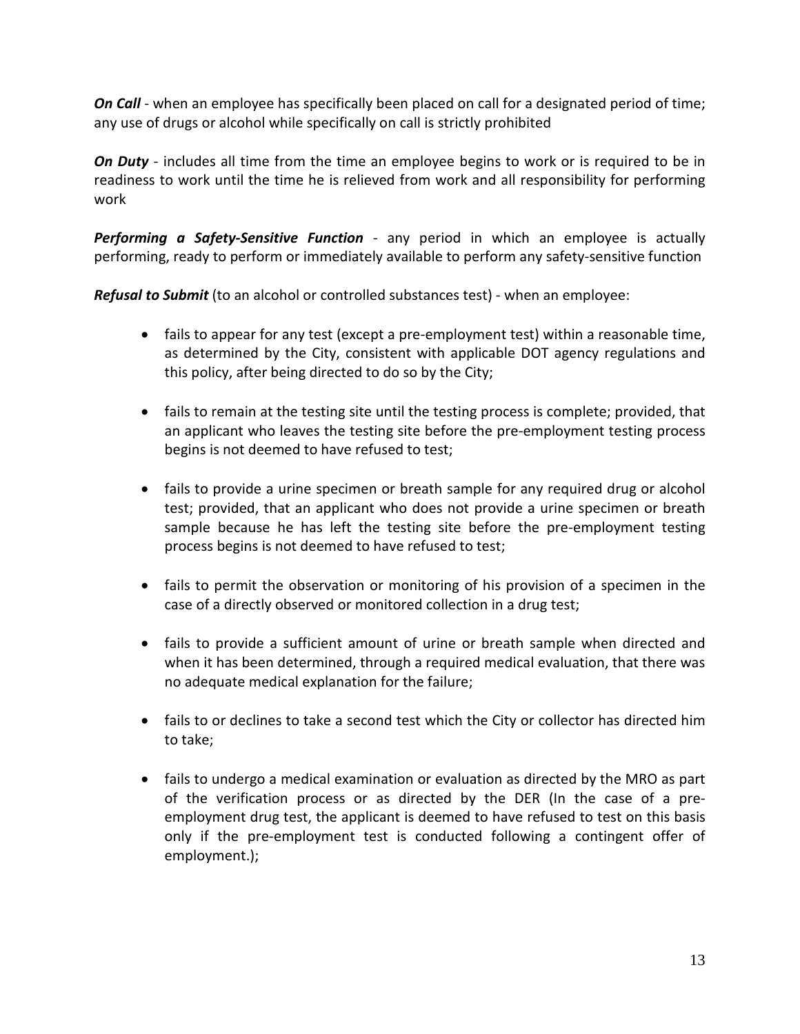***On Call*** - when an employee has specifically been placed on call for a designated period of time; any use of drugs or alcohol while specifically on call is strictly prohibited

***On Duty*** - includes all time from the time an employee begins to work or is required to be in readiness to work until the time he is relieved from work and all responsibility for performing work

***Performing a Safety-Sensitive Function*** - any period in which an employee is actually performing, ready to perform or immediately available to perform any safety-sensitive function

***Refusal to Submit*** (to an alcohol or controlled substances test) - when an employee:

- fails to appear for any test (except a pre-employment test) within a reasonable time, as determined by the City, consistent with applicable DOT agency regulations and this policy, after being directed to do so by the City;

- fails to remain at the testing site until the testing process is complete; provided, that an applicant who leaves the testing site before the pre-employment testing process begins is not deemed to have refused to test;

- fails to provide a urine specimen or breath sample for any required drug or alcohol test; provided, that an applicant who does not provide a urine specimen or breath sample because he has left the testing site before the pre-employment testing process begins is not deemed to have refused to test;

- fails to permit the observation or monitoring of his provision of a specimen in the case of a directly observed or monitored collection in a drug test;

- fails to provide a sufficient amount of urine or breath sample when directed and when it has been determined, through a required medical evaluation, that there was no adequate medical explanation for the failure;

- fails to or declines to take a second test which the City or collector has directed him to take;

- fails to undergo a medical examination or evaluation as directed by the MRO as part of the verification process or as directed by the DER (In the case of a pre-employment drug test, the applicant is deemed to have refused to test on this basis only if the pre-employment test is conducted following a contingent offer of employment.);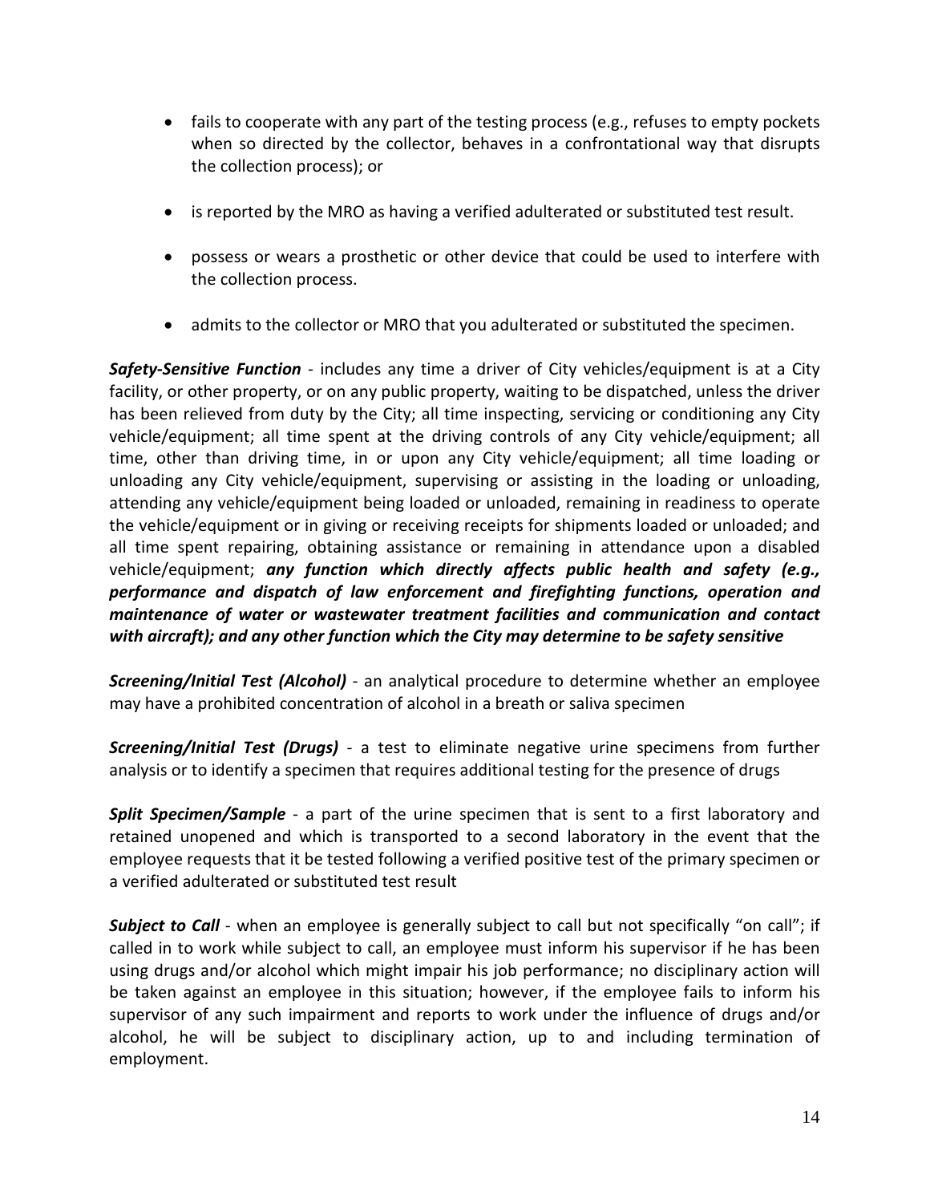- fails to cooperate with any part of the testing process (e.g., refuses to empty pockets when so directed by the collector, behaves in a confrontational way that disrupts the collection process); or

- is reported by the MRO as having a verified adulterated or substituted test result.

- possess or wears a prosthetic or other device that could be used to interfere with the collection process.

- admits to the collector or MRO that you adulterated or substituted the specimen.

***Safety-Sensitive Function*** - includes any time a driver of City vehicles/equipment is at a City facility, or other property, or on any public property, waiting to be dispatched, unless the driver has been relieved from duty by the City; all time inspecting, servicing or conditioning any City vehicle/equipment; all time spent at the driving controls of any City vehicle/equipment; all time, other than driving time, in or upon any City vehicle/equipment; all time loading or unloading any City vehicle/equipment, supervising or assisting in the loading or unloading, attending any vehicle/equipment being loaded or unloaded, remaining in readiness to operate the vehicle/equipment or in giving or receiving receipts for shipments loaded or unloaded; and all time spent repairing, obtaining assistance or remaining in attendance upon a disabled vehicle/equipment; ***any function which directly affects public health and safety (e.g., performance and dispatch of law enforcement and firefighting functions, operation and maintenance of water or wastewater treatment facilities and communication and contact with aircraft); and any other function which the City may determine to be safety sensitive***

***Screening/Initial Test (Alcohol)*** - an analytical procedure to determine whether an employee may have a prohibited concentration of alcohol in a breath or saliva specimen

***Screening/Initial Test (Drugs)*** - a test to eliminate negative urine specimens from further analysis or to identify a specimen that requires additional testing for the presence of drugs

***Split Specimen/Sample*** - a part of the urine specimen that is sent to a first laboratory and retained unopened and which is transported to a second laboratory in the event that the employee requests that it be tested following a verified positive test of the primary specimen or a verified adulterated or substituted test result

***Subject to Call*** - when an employee is generally subject to call but not specifically "on call"; if called in to work while subject to call, an employee must inform his supervisor if he has been using drugs and/or alcohol which might impair his job performance; no disciplinary action will be taken against an employee in this situation; however, if the employee fails to inform his supervisor of any such impairment and reports to work under the influence of drugs and/or alcohol, he will be subject to disciplinary action, up to and including termination of employment.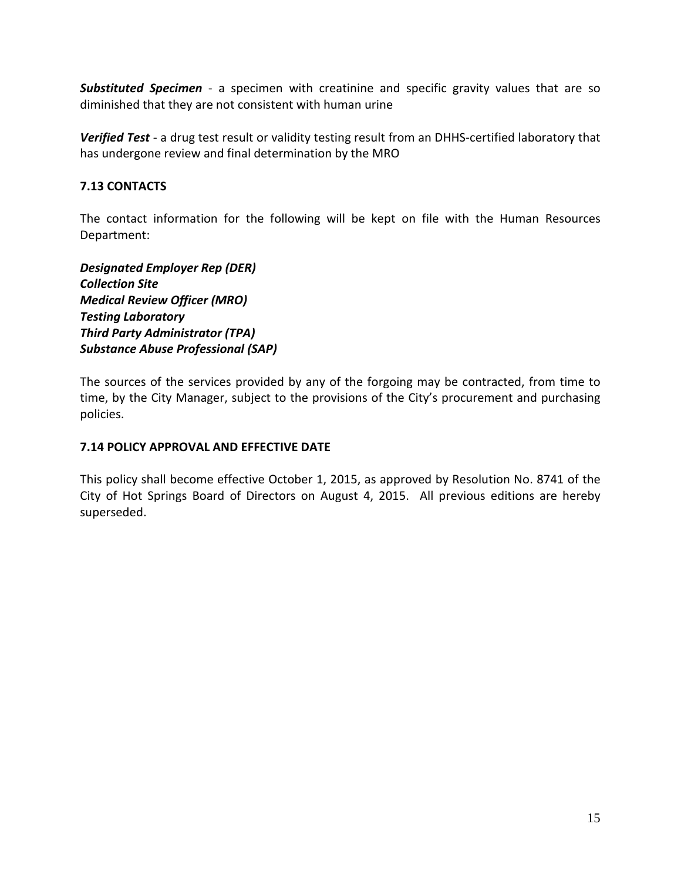***Substituted Specimen*** - a specimen with creatinine and specific gravity values that are so diminished that they are not consistent with human urine

***Verified Test*** - a drug test result or validity testing result from an DHHS-certified laboratory that has undergone review and final determination by the MRO

**7.13 CONTACTS**

The contact information for the following will be kept on file with the Human Resources Department:

***Designated Employer Rep (DER)***
***Collection Site***
***Medical Review Officer (MRO)***
***Testing Laboratory***
***Third Party Administrator (TPA)***
***Substance Abuse Professional (SAP)***

The sources of the services provided by any of the forgoing may be contracted, from time to time, by the City Manager, subject to the provisions of the City's procurement and purchasing policies.

**7.14 POLICY APPROVAL AND EFFECTIVE DATE**

This policy shall become effective October 1, 2015, as approved by Resolution No. 8741 of the City of Hot Springs Board of Directors on August 4, 2015. All previous editions are hereby superseded.